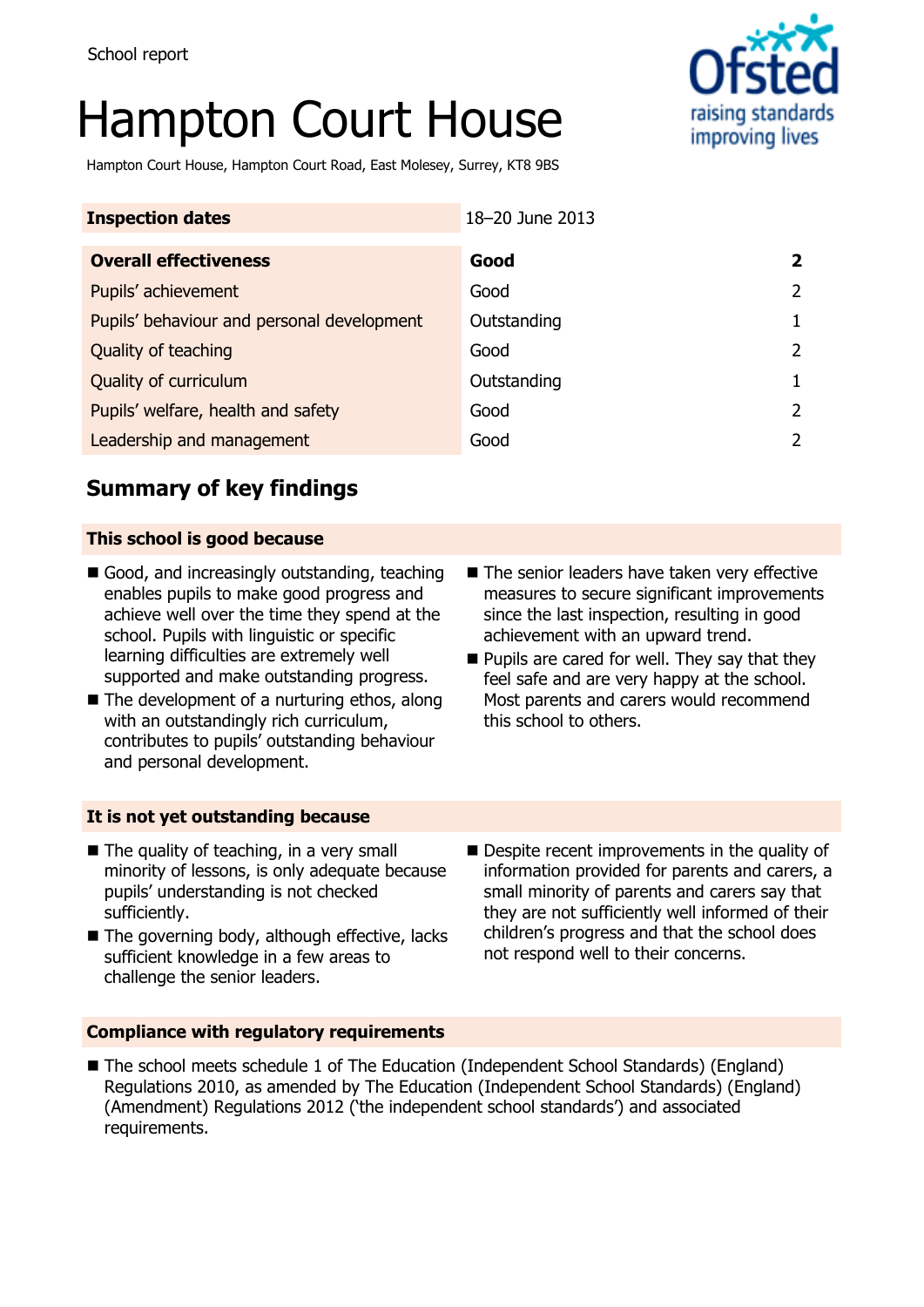School report

# Hampton Court House

Hampton Court House, Hampton Court Road, East Molesey, Surrey, KT8 9BS

| Inspection dates | 18–20 June 2013 | |
|---|---|---|
| **Overall effectiveness** | **Good** | **2** |
| Pupils' achievement | Good | 2 |
| Pupils' behaviour and personal development | Outstanding | 1 |
| Quality of teaching | Good | 2 |
| Quality of curriculum | Outstanding | 1 |
| Pupils' welfare, health and safety | Good | 2 |
| Leadership and management | Good | 2 |

## Summary of key findings

### This school is good because

- Good, and increasingly outstanding, teaching enables pupils to make good progress and achieve well over the time they spend at the school. Pupils with linguistic or specific learning difficulties are extremely well supported and make outstanding progress.
- The development of a nurturing ethos, along with an outstandingly rich curriculum, contributes to pupils' outstanding behaviour and personal development.
- The senior leaders have taken very effective measures to secure significant improvements since the last inspection, resulting in good achievement with an upward trend.
- Pupils are cared for well. They say that they feel safe and are very happy at the school. Most parents and carers would recommend this school to others.

### It is not yet outstanding because

- The quality of teaching, in a very small minority of lessons, is only adequate because pupils' understanding is not checked sufficiently.
- The governing body, although effective, lacks sufficient knowledge in a few areas to challenge the senior leaders.
- Despite recent improvements in the quality of information provided for parents and carers, a small minority of parents and carers say that they are not sufficiently well informed of their children's progress and that the school does not respond well to their concerns.

### Compliance with regulatory requirements

- The school meets schedule 1 of The Education (Independent School Standards) (England) Regulations 2010, as amended by The Education (Independent School Standards) (England) (Amendment) Regulations 2012 ('the independent school standards') and associated requirements.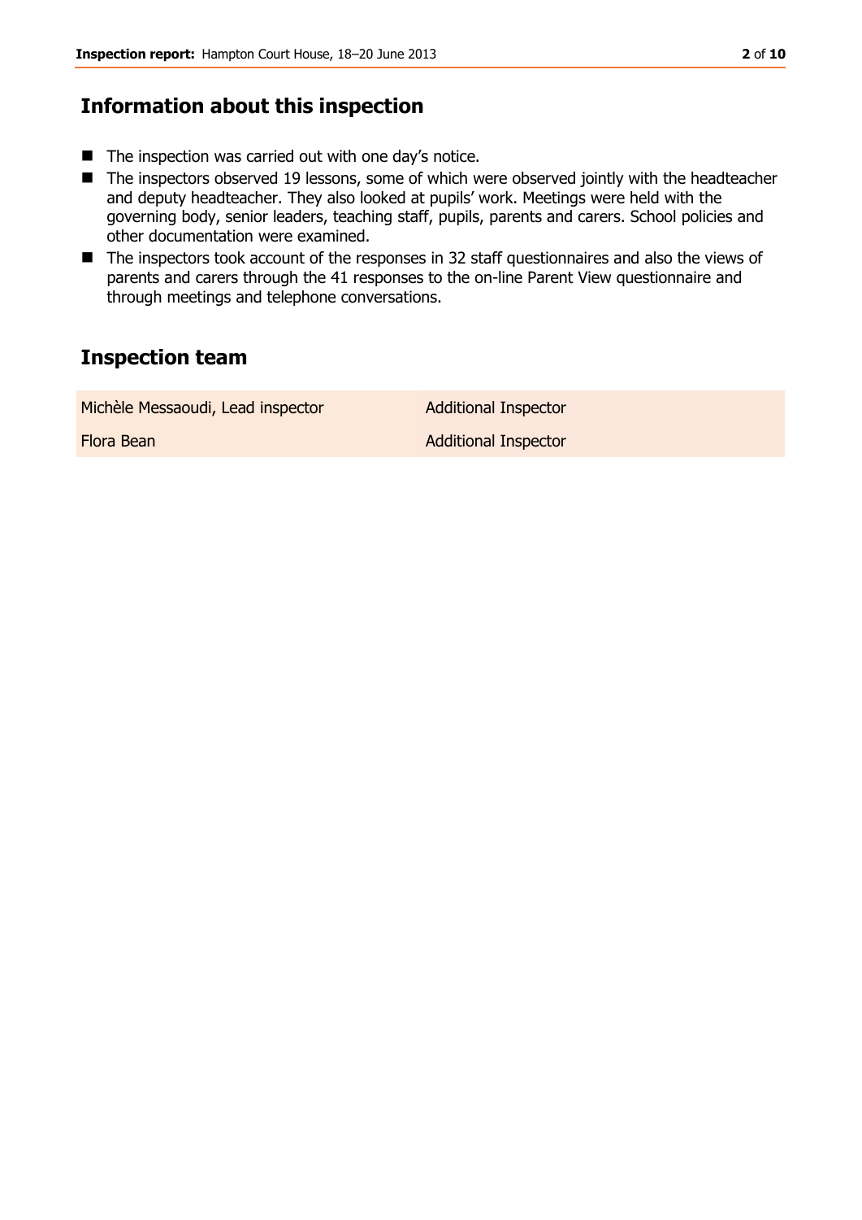## Information about this inspection

- The inspection was carried out with one day's notice.
- The inspectors observed 19 lessons, some of which were observed jointly with the headteacher and deputy headteacher. They also looked at pupils' work. Meetings were held with the governing body, senior leaders, teaching staff, pupils, parents and carers. School policies and other documentation were examined.
- The inspectors took account of the responses in 32 staff questionnaires and also the views of parents and carers through the 41 responses to the on-line Parent View questionnaire and through meetings and telephone conversations.

## Inspection team

| | |
|---|---|
| Michèle Messaoudi, Lead inspector | Additional Inspector |
| Flora Bean | Additional Inspector |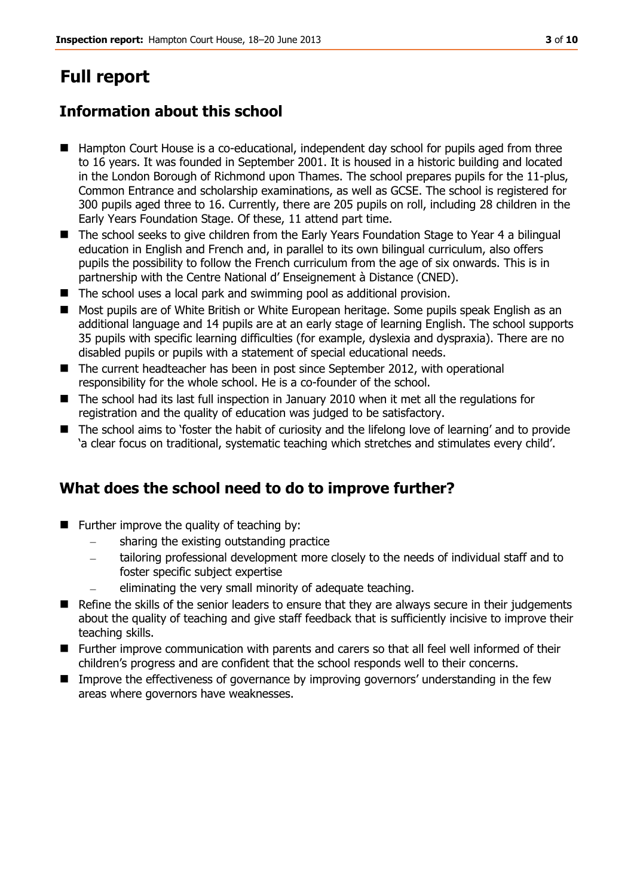# Full report

## Information about this school

- Hampton Court House is a co-educational, independent day school for pupils aged from three to 16 years. It was founded in September 2001. It is housed in a historic building and located in the London Borough of Richmond upon Thames. The school prepares pupils for the 11-plus, Common Entrance and scholarship examinations, as well as GCSE. The school is registered for 300 pupils aged three to 16. Currently, there are 205 pupils on roll, including 28 children in the Early Years Foundation Stage. Of these, 11 attend part time.
- The school seeks to give children from the Early Years Foundation Stage to Year 4 a bilingual education in English and French and, in parallel to its own bilingual curriculum, also offers pupils the possibility to follow the French curriculum from the age of six onwards. This is in partnership with the Centre National d' Enseignement à Distance (CNED).
- The school uses a local park and swimming pool as additional provision.
- Most pupils are of White British or White European heritage. Some pupils speak English as an additional language and 14 pupils are at an early stage of learning English. The school supports 35 pupils with specific learning difficulties (for example, dyslexia and dyspraxia). There are no disabled pupils or pupils with a statement of special educational needs.
- The current headteacher has been in post since September 2012, with operational responsibility for the whole school. He is a co-founder of the school.
- The school had its last full inspection in January 2010 when it met all the regulations for registration and the quality of education was judged to be satisfactory.
- The school aims to 'foster the habit of curiosity and the lifelong love of learning' and to provide 'a clear focus on traditional, systematic teaching which stretches and stimulates every child'.

## What does the school need to do to improve further?

- Further improve the quality of teaching by:
  - sharing the existing outstanding practice
  - tailoring professional development more closely to the needs of individual staff and to foster specific subject expertise
  - eliminating the very small minority of adequate teaching.
- Refine the skills of the senior leaders to ensure that they are always secure in their judgements about the quality of teaching and give staff feedback that is sufficiently incisive to improve their teaching skills.
- Further improve communication with parents and carers so that all feel well informed of their children's progress and are confident that the school responds well to their concerns.
- Improve the effectiveness of governance by improving governors' understanding in the few areas where governors have weaknesses.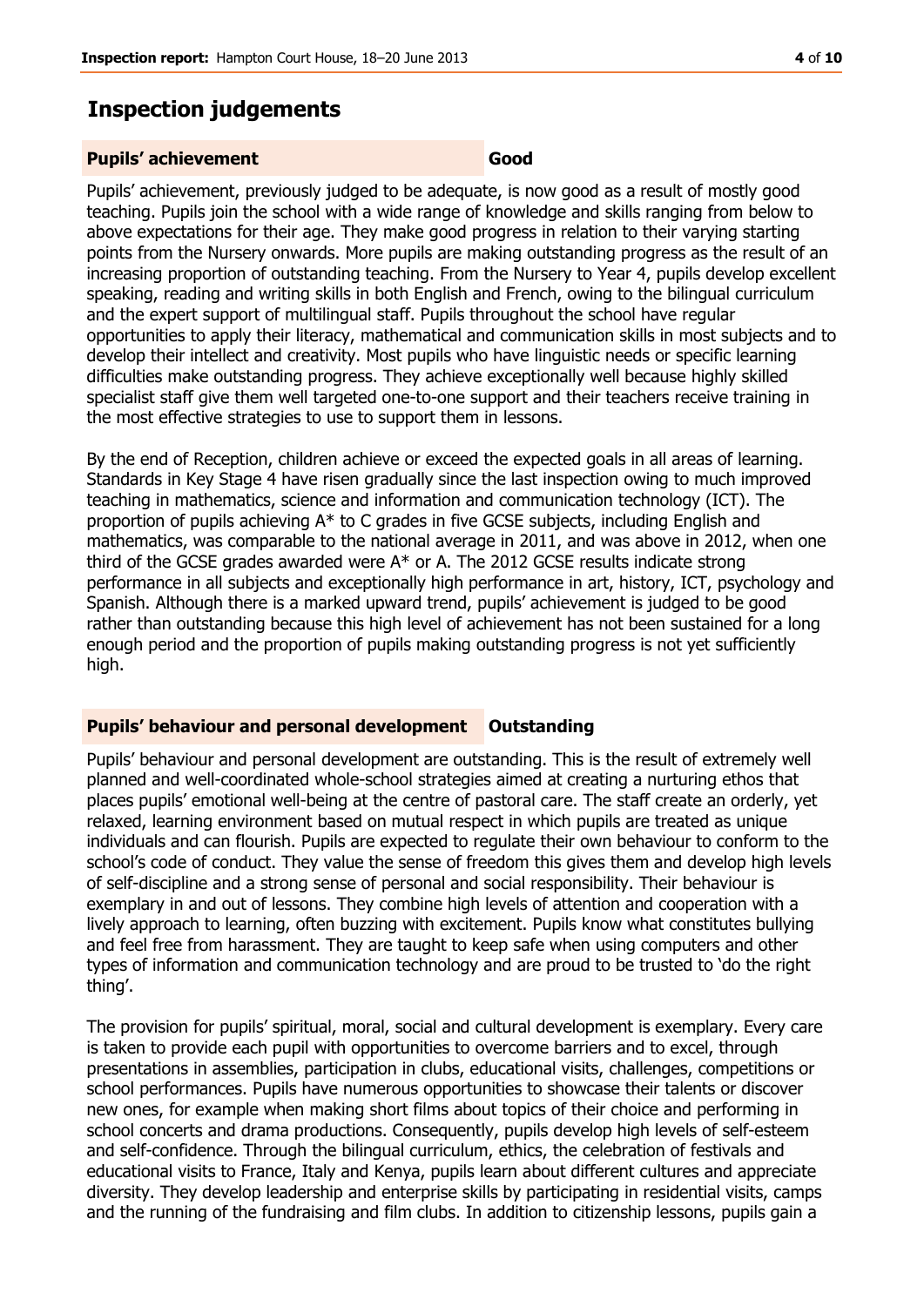## Inspection judgements

**Pupils' achievement** **Good**

Pupils' achievement, previously judged to be adequate, is now good as a result of mostly good teaching. Pupils join the school with a wide range of knowledge and skills ranging from below to above expectations for their age. They make good progress in relation to their varying starting points from the Nursery onwards. More pupils are making outstanding progress as the result of an increasing proportion of outstanding teaching. From the Nursery to Year 4, pupils develop excellent speaking, reading and writing skills in both English and French, owing to the bilingual curriculum and the expert support of multilingual staff. Pupils throughout the school have regular opportunities to apply their literacy, mathematical and communication skills in most subjects and to develop their intellect and creativity. Most pupils who have linguistic needs or specific learning difficulties make outstanding progress. They achieve exceptionally well because highly skilled specialist staff give them well targeted one-to-one support and their teachers receive training in the most effective strategies to use to support them in lessons.

By the end of Reception, children achieve or exceed the expected goals in all areas of learning. Standards in Key Stage 4 have risen gradually since the last inspection owing to much improved teaching in mathematics, science and information and communication technology (ICT). The proportion of pupils achieving A* to C grades in five GCSE subjects, including English and mathematics, was comparable to the national average in 2011, and was above in 2012, when one third of the GCSE grades awarded were A* or A. The 2012 GCSE results indicate strong performance in all subjects and exceptionally high performance in art, history, ICT, psychology and Spanish. Although there is a marked upward trend, pupils' achievement is judged to be good rather than outstanding because this high level of achievement has not been sustained for a long enough period and the proportion of pupils making outstanding progress is not yet sufficiently high.

**Pupils' behaviour and personal development** **Outstanding**

Pupils' behaviour and personal development are outstanding. This is the result of extremely well planned and well-coordinated whole-school strategies aimed at creating a nurturing ethos that places pupils' emotional well-being at the centre of pastoral care. The staff create an orderly, yet relaxed, learning environment based on mutual respect in which pupils are treated as unique individuals and can flourish. Pupils are expected to regulate their own behaviour to conform to the school's code of conduct. They value the sense of freedom this gives them and develop high levels of self-discipline and a strong sense of personal and social responsibility. Their behaviour is exemplary in and out of lessons. They combine high levels of attention and cooperation with a lively approach to learning, often buzzing with excitement. Pupils know what constitutes bullying and feel free from harassment. They are taught to keep safe when using computers and other types of information and communication technology and are proud to be trusted to 'do the right thing'.

The provision for pupils' spiritual, moral, social and cultural development is exemplary. Every care is taken to provide each pupil with opportunities to overcome barriers and to excel, through presentations in assemblies, participation in clubs, educational visits, challenges, competitions or school performances. Pupils have numerous opportunities to showcase their talents or discover new ones, for example when making short films about topics of their choice and performing in school concerts and drama productions. Consequently, pupils develop high levels of self-esteem and self-confidence. Through the bilingual curriculum, ethics, the celebration of festivals and educational visits to France, Italy and Kenya, pupils learn about different cultures and appreciate diversity. They develop leadership and enterprise skills by participating in residential visits, camps and the running of the fundraising and film clubs. In addition to citizenship lessons, pupils gain a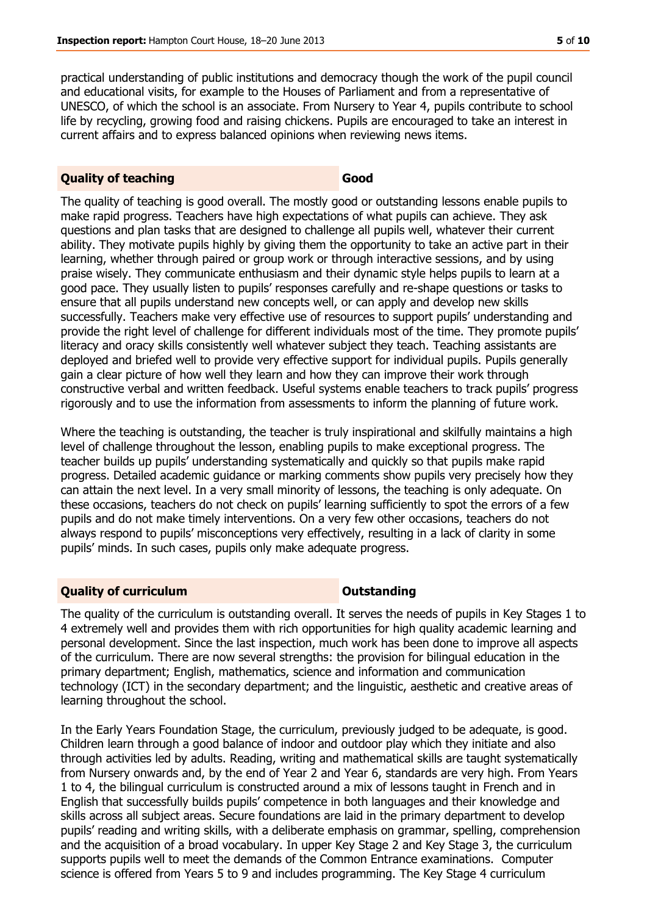practical understanding of public institutions and democracy though the work of the pupil council and educational visits, for example to the Houses of Parliament and from a representative of UNESCO, of which the school is an associate. From Nursery to Year 4, pupils contribute to school life by recycling, growing food and raising chickens. Pupils are encouraged to take an interest in current affairs and to express balanced opinions when reviewing news items.

## Quality of teaching — Good

The quality of teaching is good overall. The mostly good or outstanding lessons enable pupils to make rapid progress. Teachers have high expectations of what pupils can achieve. They ask questions and plan tasks that are designed to challenge all pupils well, whatever their current ability. They motivate pupils highly by giving them the opportunity to take an active part in their learning, whether through paired or group work or through interactive sessions, and by using praise wisely. They communicate enthusiasm and their dynamic style helps pupils to learn at a good pace. They usually listen to pupils' responses carefully and re-shape questions or tasks to ensure that all pupils understand new concepts well, or can apply and develop new skills successfully. Teachers make very effective use of resources to support pupils' understanding and provide the right level of challenge for different individuals most of the time. They promote pupils' literacy and oracy skills consistently well whatever subject they teach. Teaching assistants are deployed and briefed well to provide very effective support for individual pupils. Pupils generally gain a clear picture of how well they learn and how they can improve their work through constructive verbal and written feedback. Useful systems enable teachers to track pupils' progress rigorously and to use the information from assessments to inform the planning of future work.

Where the teaching is outstanding, the teacher is truly inspirational and skilfully maintains a high level of challenge throughout the lesson, enabling pupils to make exceptional progress. The teacher builds up pupils' understanding systematically and quickly so that pupils make rapid progress. Detailed academic guidance or marking comments show pupils very precisely how they can attain the next level. In a very small minority of lessons, the teaching is only adequate. On these occasions, teachers do not check on pupils' learning sufficiently to spot the errors of a few pupils and do not make timely interventions. On a very few other occasions, teachers do not always respond to pupils' misconceptions very effectively, resulting in a lack of clarity in some pupils' minds. In such cases, pupils only make adequate progress.

## Quality of curriculum — Outstanding

The quality of the curriculum is outstanding overall. It serves the needs of pupils in Key Stages 1 to 4 extremely well and provides them with rich opportunities for high quality academic learning and personal development. Since the last inspection, much work has been done to improve all aspects of the curriculum. There are now several strengths: the provision for bilingual education in the primary department; English, mathematics, science and information and communication technology (ICT) in the secondary department; and the linguistic, aesthetic and creative areas of learning throughout the school.

In the Early Years Foundation Stage, the curriculum, previously judged to be adequate, is good. Children learn through a good balance of indoor and outdoor play which they initiate and also through activities led by adults. Reading, writing and mathematical skills are taught systematically from Nursery onwards and, by the end of Year 2 and Year 6, standards are very high. From Years 1 to 4, the bilingual curriculum is constructed around a mix of lessons taught in French and in English that successfully builds pupils' competence in both languages and their knowledge and skills across all subject areas. Secure foundations are laid in the primary department to develop pupils' reading and writing skills, with a deliberate emphasis on grammar, spelling, comprehension and the acquisition of a broad vocabulary. In upper Key Stage 2 and Key Stage 3, the curriculum supports pupils well to meet the demands of the Common Entrance examinations. Computer science is offered from Years 5 to 9 and includes programming. The Key Stage 4 curriculum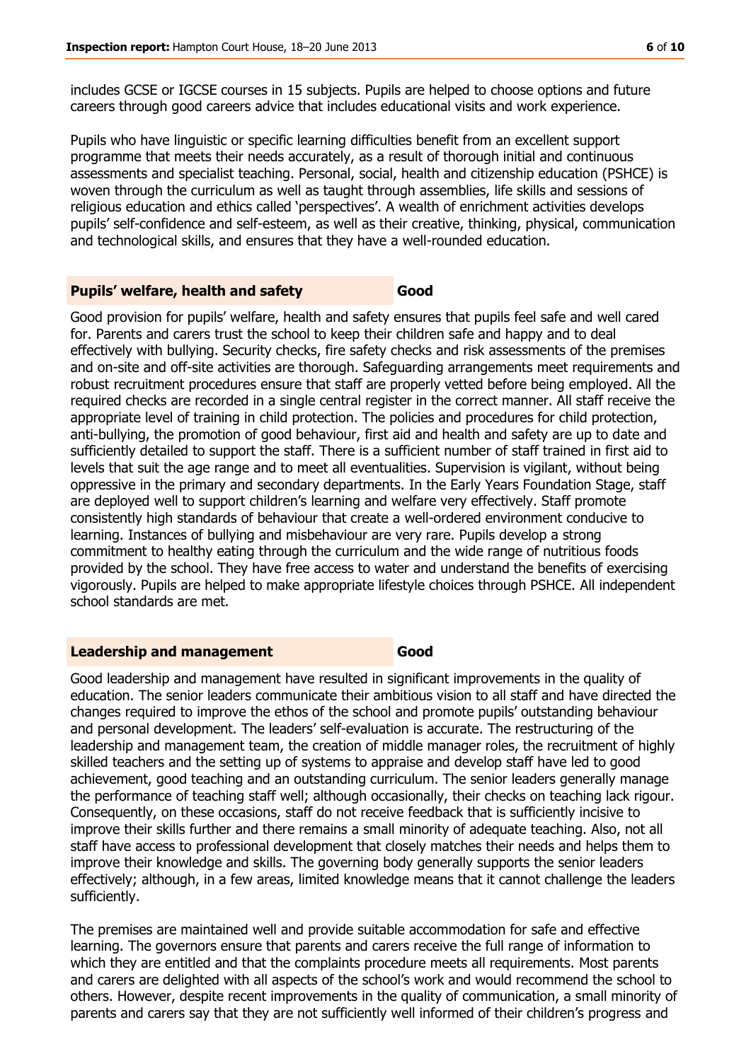includes GCSE or IGCSE courses in 15 subjects. Pupils are helped to choose options and future careers through good careers advice that includes educational visits and work experience.

Pupils who have linguistic or specific learning difficulties benefit from an excellent support programme that meets their needs accurately, as a result of thorough initial and continuous assessments and specialist teaching. Personal, social, health and citizenship education (PSHCE) is woven through the curriculum as well as taught through assemblies, life skills and sessions of religious education and ethics called 'perspectives'. A wealth of enrichment activities develops pupils' self-confidence and self-esteem, as well as their creative, thinking, physical, communication and technological skills, and ensures that they have a well-rounded education.

### Pupils' welfare, health and safety — Good

Good provision for pupils' welfare, health and safety ensures that pupils feel safe and well cared for. Parents and carers trust the school to keep their children safe and happy and to deal effectively with bullying. Security checks, fire safety checks and risk assessments of the premises and on-site and off-site activities are thorough. Safeguarding arrangements meet requirements and robust recruitment procedures ensure that staff are properly vetted before being employed. All the required checks are recorded in a single central register in the correct manner. All staff receive the appropriate level of training in child protection. The policies and procedures for child protection, anti-bullying, the promotion of good behaviour, first aid and health and safety are up to date and sufficiently detailed to support the staff. There is a sufficient number of staff trained in first aid to levels that suit the age range and to meet all eventualities. Supervision is vigilant, without being oppressive in the primary and secondary departments. In the Early Years Foundation Stage, staff are deployed well to support children's learning and welfare very effectively. Staff promote consistently high standards of behaviour that create a well-ordered environment conducive to learning. Instances of bullying and misbehaviour are very rare. Pupils develop a strong commitment to healthy eating through the curriculum and the wide range of nutritious foods provided by the school. They have free access to water and understand the benefits of exercising vigorously. Pupils are helped to make appropriate lifestyle choices through PSHCE. All independent school standards are met.

### Leadership and management — Good

Good leadership and management have resulted in significant improvements in the quality of education. The senior leaders communicate their ambitious vision to all staff and have directed the changes required to improve the ethos of the school and promote pupils' outstanding behaviour and personal development. The leaders' self-evaluation is accurate. The restructuring of the leadership and management team, the creation of middle manager roles, the recruitment of highly skilled teachers and the setting up of systems to appraise and develop staff have led to good achievement, good teaching and an outstanding curriculum. The senior leaders generally manage the performance of teaching staff well; although occasionally, their checks on teaching lack rigour. Consequently, on these occasions, staff do not receive feedback that is sufficiently incisive to improve their skills further and there remains a small minority of adequate teaching. Also, not all staff have access to professional development that closely matches their needs and helps them to improve their knowledge and skills. The governing body generally supports the senior leaders effectively; although, in a few areas, limited knowledge means that it cannot challenge the leaders sufficiently.

The premises are maintained well and provide suitable accommodation for safe and effective learning. The governors ensure that parents and carers receive the full range of information to which they are entitled and that the complaints procedure meets all requirements. Most parents and carers are delighted with all aspects of the school's work and would recommend the school to others. However, despite recent improvements in the quality of communication, a small minority of parents and carers say that they are not sufficiently well informed of their children's progress and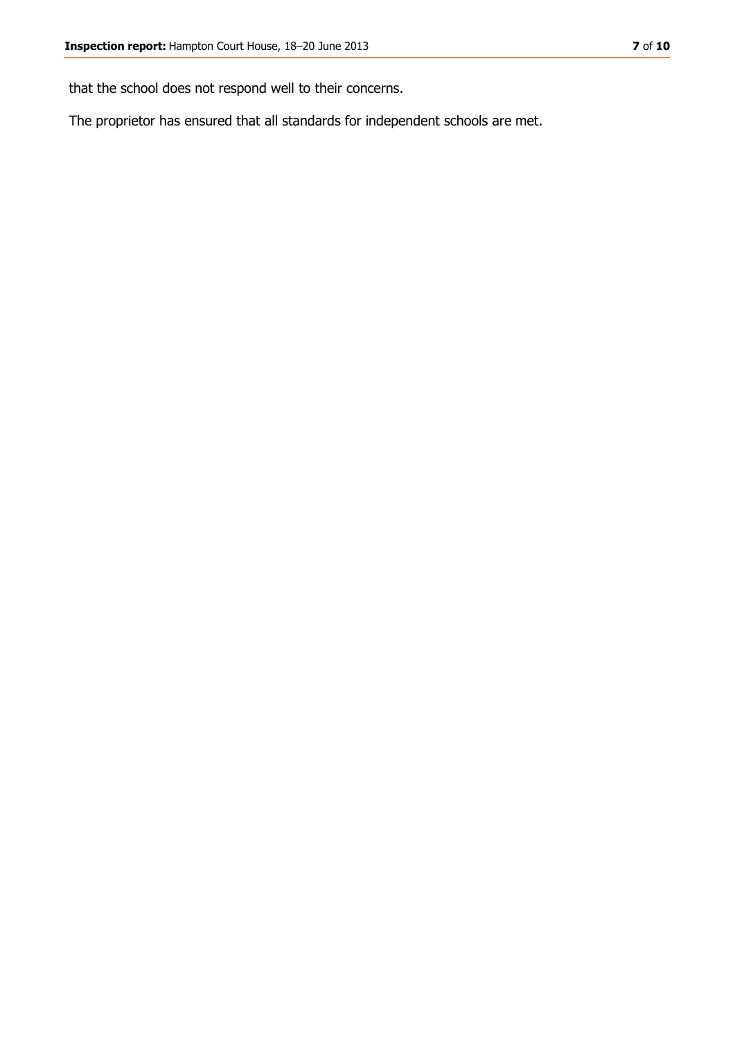that the school does not respond well to their concerns.

The proprietor has ensured that all standards for independent schools are met.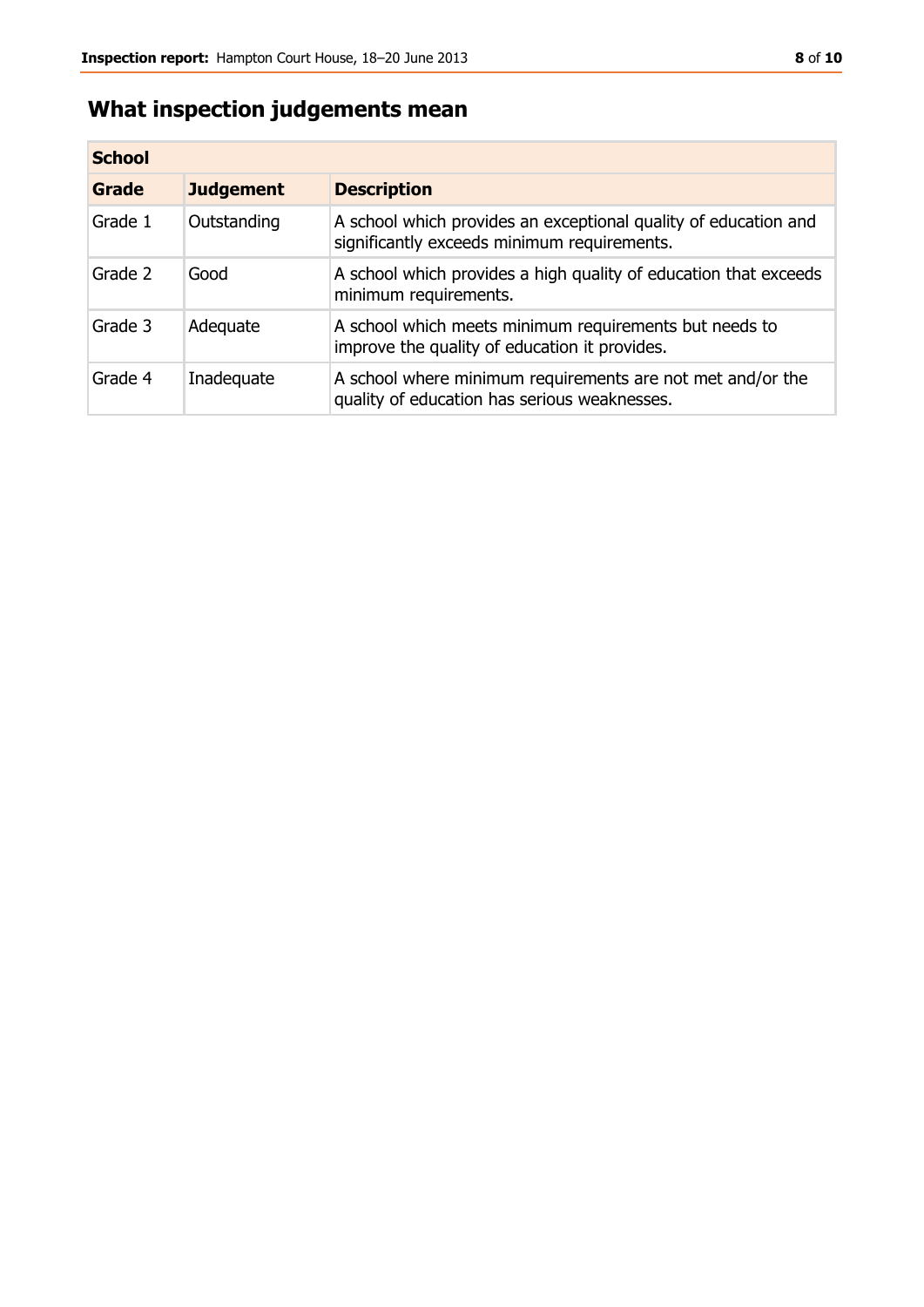## What inspection judgements mean

| School | | |
|---|---|---|
| **Grade** | **Judgement** | **Description** |
| Grade 1 | Outstanding | A school which provides an exceptional quality of education and significantly exceeds minimum requirements. |
| Grade 2 | Good | A school which provides a high quality of education that exceeds minimum requirements. |
| Grade 3 | Adequate | A school which meets minimum requirements but needs to improve the quality of education it provides. |
| Grade 4 | Inadequate | A school where minimum requirements are not met and/or the quality of education has serious weaknesses. |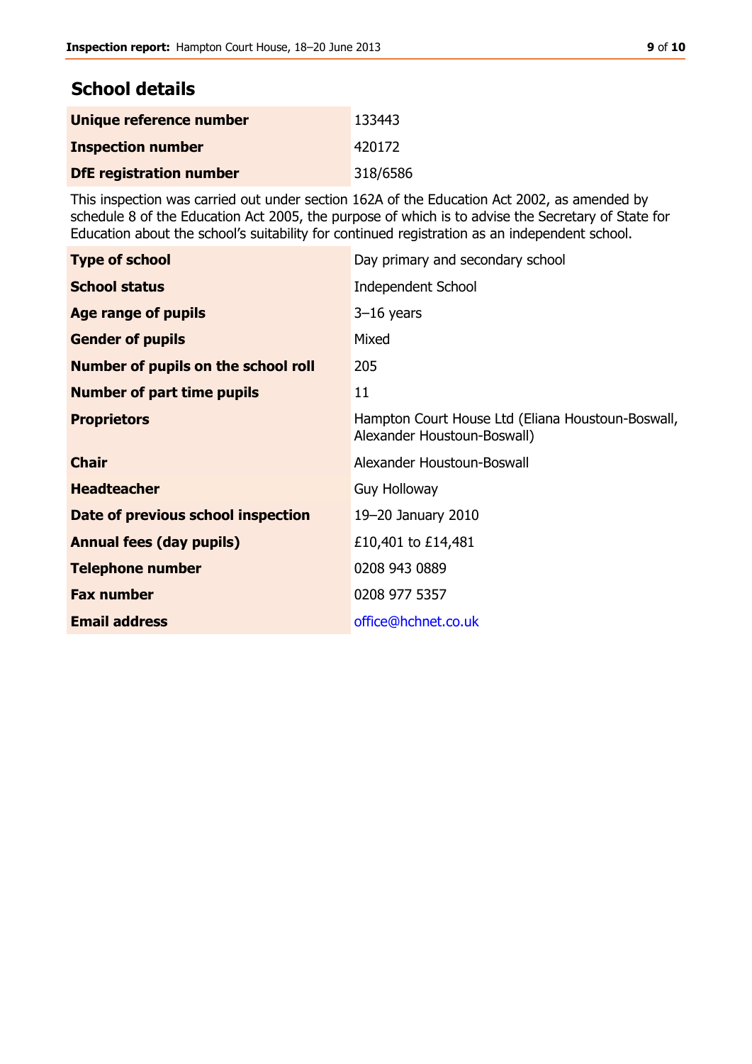## School details

| | |
|---|---|
| **Unique reference number** | 133443 |
| **Inspection number** | 420172 |
| **DfE registration number** | 318/6586 |

This inspection was carried out under section 162A of the Education Act 2002, as amended by schedule 8 of the Education Act 2005, the purpose of which is to advise the Secretary of State for Education about the school's suitability for continued registration as an independent school.

| | |
|---|---|
| **Type of school** | Day primary and secondary school |
| **School status** | Independent School |
| **Age range of pupils** | 3–16 years |
| **Gender of pupils** | Mixed |
| **Number of pupils on the school roll** | 205 |
| **Number of part time pupils** | 11 |
| **Proprietors** | Hampton Court House Ltd (Eliana Houstoun-Boswall, Alexander Houstoun-Boswall) |
| **Chair** | Alexander Houstoun-Boswall |
| **Headteacher** | Guy Holloway |
| **Date of previous school inspection** | 19–20 January 2010 |
| **Annual fees (day pupils)** | £10,401 to £14,481 |
| **Telephone number** | 0208 943 0889 |
| **Fax number** | 0208 977 5357 |
| **Email address** | office@hchnet.co.uk |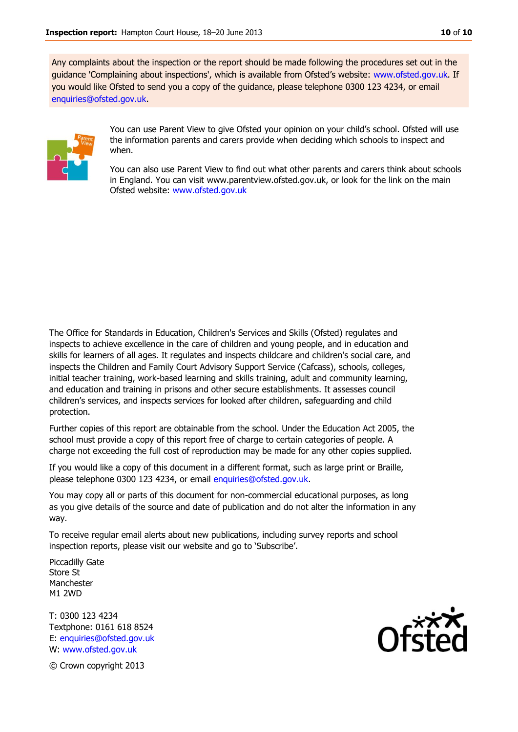Any complaints about the inspection or the report should be made following the procedures set out in the guidance 'Complaining about inspections', which is available from Ofsted's website: www.ofsted.gov.uk. If you would like Ofsted to send you a copy of the guidance, please telephone 0300 123 4234, or email enquiries@ofsted.gov.uk.

You can use Parent View to give Ofsted your opinion on your child's school. Ofsted will use the information parents and carers provide when deciding which schools to inspect and when.

You can also use Parent View to find out what other parents and carers think about schools in England. You can visit www.parentview.ofsted.gov.uk, or look for the link on the main Ofsted website: www.ofsted.gov.uk

The Office for Standards in Education, Children's Services and Skills (Ofsted) regulates and inspects to achieve excellence in the care of children and young people, and in education and skills for learners of all ages. It regulates and inspects childcare and children's social care, and inspects the Children and Family Court Advisory Support Service (Cafcass), schools, colleges, initial teacher training, work-based learning and skills training, adult and community learning, and education and training in prisons and other secure establishments. It assesses council children's services, and inspects services for looked after children, safeguarding and child protection.

Further copies of this report are obtainable from the school. Under the Education Act 2005, the school must provide a copy of this report free of charge to certain categories of people. A charge not exceeding the full cost of reproduction may be made for any other copies supplied.

If you would like a copy of this document in a different format, such as large print or Braille, please telephone 0300 123 4234, or email enquiries@ofsted.gov.uk.

You may copy all or parts of this document for non-commercial educational purposes, as long as you give details of the source and date of publication and do not alter the information in any way.

To receive regular email alerts about new publications, including survey reports and school inspection reports, please visit our website and go to 'Subscribe'.

Piccadilly Gate
Store St
Manchester
M1 2WD

T: 0300 123 4234
Textphone: 0161 618 8524
E: enquiries@ofsted.gov.uk
W: www.ofsted.gov.uk

© Crown copyright 2013